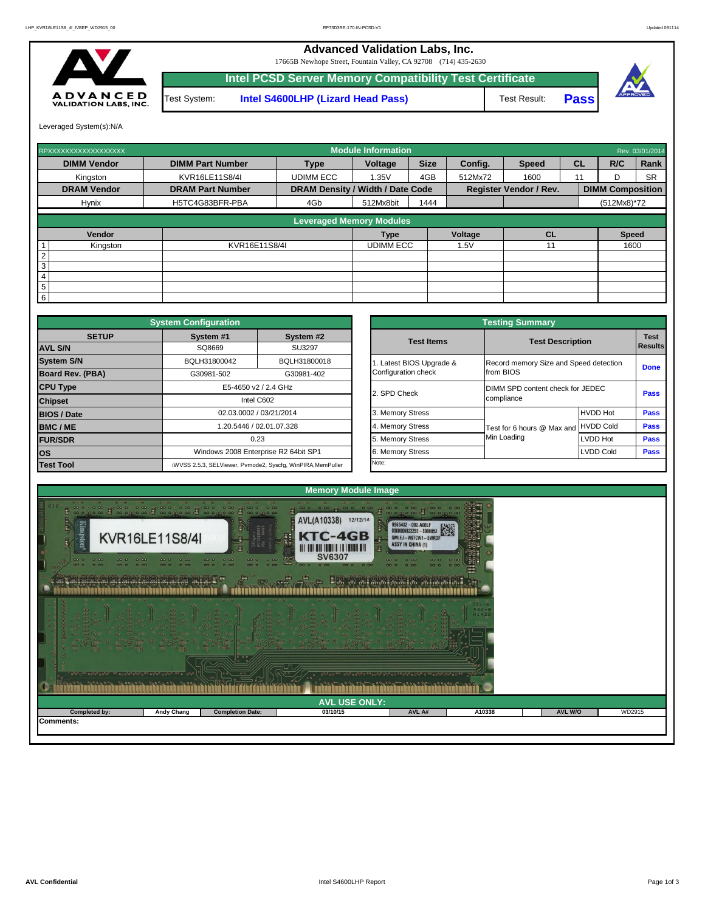# Advanced Validation Labs, Inc.

17665B Newhope Street, Fountain Valley, CA 92708 (714) 435-2630

## Intel PCSD Server Memory Compatibility Test Certificate

| Test System: | Intel S4600LHP (Lizard Head Pass) | Test Result: | Pass |
|---|---|---|---|

Leveraged System(s):N/A

| RPXXXXXXXXXXXXXXXXXX | | Module Information | | | | | | | Rev. 03/01/2014 |
|---|---|---|---|---|---|---|---|---|---|
| DIMM Vendor | DIMM Part Number | Type | Voltage | Size | Config. | Speed | CL | R/C | Rank |
| Kingston | KVR16LE11S8/4I | UDIMM ECC | 1.35V | 4GB | 512Mx72 | 1600 | 11 | D | SR |
| DRAM Vendor | DRAM Part Number | DRAM Density / Width / Date Code | | | Register Vendor / Rev. | | | DIMM Composition | |
| Hynix | H5TC4G83BFR-PBA | 4Gb | 512Mx8bit | 1444 | | | | (512Mx8)*72 | |

| | Leveraged Memory Modules | | | | | |
|---|---|---|---|---|---|---|
| | Vendor | | Type | Voltage | CL | Speed |
| 1 | Kingston | KVR16E11S8/4I | UDIMM ECC | 1.5V | 11 | 1600 |
| 2 | | | | | | |
| 3 | | | | | | |
| 4 | | | | | | |
| 5 | | | | | | |
| 6 | | | | | | |

| System Configuration | | |
|---|---|---|
| SETUP | System #1 | System #2 |
| AVL S/N | SQ8669 | SU3297 |
| System S/N | BQLH31800042 | BQLH31800018 |
| Board Rev. (PBA) | G30981-502 | G30981-402 |
| CPU Type | E5-4650 v2 / 2.4 GHz | |
| Chipset | Intel C602 | |
| BIOS / Date | 02.03.0002 / 03/21/2014 | |
| BMC / ME | 1.20.5446 / 02.01.07.328 | |
| FUR/SDR | 0.23 | |
| OS | Windows 2008 Enterprise R2 64bit SP1 | |
| Test Tool | iWVSS 2.5.3, SELViewer, Pvmode2, Syscfg, WinPIRA,MemPuller | |

| Testing Summary | | | |
|---|---|---|---|
| Test Items | Test Description | | Test Results |
| 1. Latest BIOS Upgrade & Configuration check | Record memory Size and Speed detection from BIOS | | Done |
| 2. SPD Check | DIMM SPD content check for JEDEC compliance | | Pass |
| 3. Memory Stress | Test for 6 hours @ Max and Min Loading | HVDD Hot | Pass |
| 4. Memory Stress | | HVDD Cold | Pass |
| 5. Memory Stress | | LVDD Hot | Pass |
| 6. Memory Stress | | LVDD Cold | Pass |
| Note: | | | |

## Memory Module Image

## AVL USE ONLY:

| Completed by: | Andy Chang | Completion Date: | 03/10/15 | AVL A# | A10338 | AVL W/O | WD2915 |
|---|---|---|---|---|---|---|---|

Comments: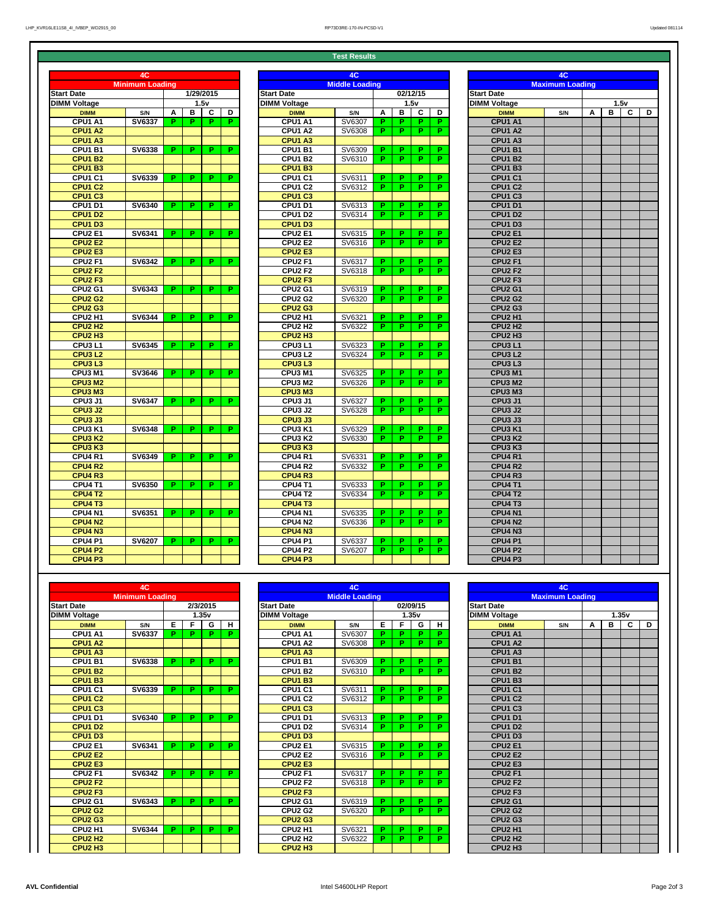## Test Results

| 4C | | | | | |
|---|---|---|---|---|---|
| Minimum Loading | | | | | |
| Start Date | | 1/29/2015 | | | |
| DIMM Voltage | | 1.5v | | | |
| DIMM | S/N | A | B | C | D |
| CPU1 A1 | SV6337 | P | P | P | P |
| CPU1 A2 | | | | | |
| CPU1 A3 | | | | | |
| CPU1 B1 | SV6338 | P | P | P | P |
| CPU1 B2 | | | | | |
| CPU1 B3 | | | | | |
| CPU1 C1 | SV6339 | P | P | P | P |
| CPU1 C2 | | | | | |
| CPU1 C3 | | | | | |
| CPU1 D1 | SV6340 | P | P | P | P |
| CPU1 D2 | | | | | |
| CPU1 D3 | | | | | |
| CPU2 E1 | SV6341 | P | P | P | P |
| CPU2 E2 | | | | | |
| CPU2 E3 | | | | | |
| CPU2 F1 | SV6342 | P | P | P | P |
| CPU2 F2 | | | | | |
| CPU2 F3 | | | | | |
| CPU2 G1 | SV6343 | P | P | P | P |
| CPU2 G2 | | | | | |
| CPU2 G3 | | | | | |
| CPU2 H1 | SV6344 | P | P | P | P |
| CPU2 H2 | | | | | |
| CPU2 H3 | | | | | |
| CPU3 L1 | SV6345 | P | P | P | P |
| CPU3 L2 | | | | | |
| CPU3 L3 | | | | | |
| CPU3 M1 | SV3646 | P | P | P | P |
| CPU3 M2 | | | | | |
| CPU3 M3 | | | | | |
| CPU3 J1 | SV6347 | P | P | P | P |
| CPU3 J2 | | | | | |
| CPU3 J3 | | | | | |
| CPU3 K1 | SV6348 | P | P | P | P |
| CPU3 K2 | | | | | |
| CPU3 K3 | | | | | |
| CPU4 R1 | SV6349 | P | P | P | P |
| CPU4 R2 | | | | | |
| CPU4 R3 | | | | | |
| CPU4 T1 | SV6350 | P | P | P | P |
| CPU4 T2 | | | | | |
| CPU4 T3 | | | | | |
| CPU4 N1 | SV6351 | P | P | P | P |
| CPU4 N2 | | | | | |
| CPU4 N3 | | | | | |
| CPU4 P1 | SV6207 | P | P | P | P |
| CPU4 P2 | | | | | |
| CPU4 P3 | | | | | |

| 4C | | | | | |
|---|---|---|---|---|---|
| Middle Loading | | | | | |
| Start Date | | 02/12/15 | | | |
| DIMM Voltage | | 1.5v | | | |
| DIMM | S/N | A | B | C | D |
| CPU1 A1 | SV6307 | P | P | P | P |
| CPU1 A2 | SV6308 | P | P | P | P |
| CPU1 A3 | | | | | |
| CPU1 B1 | SV6309 | P | P | P | P |
| CPU1 B2 | SV6310 | P | P | P | P |
| CPU1 B3 | | | | | |
| CPU1 C1 | SV6311 | P | P | P | P |
| CPU1 C2 | SV6312 | P | P | P | P |
| CPU1 C3 | | | | | |
| CPU1 D1 | SV6313 | P | P | P | P |
| CPU1 D2 | SV6314 | P | P | P | P |
| CPU1 D3 | | | | | |
| CPU2 E1 | SV6315 | P | P | P | P |
| CPU2 E2 | SV6316 | P | P | P | P |
| CPU2 E3 | | | | | |
| CPU2 F1 | SV6317 | P | P | P | P |
| CPU2 F2 | SV6318 | P | P | P | P |
| CPU2 F3 | | | | | |
| CPU2 G1 | SV6319 | P | P | P | P |
| CPU2 G2 | SV6320 | P | P | P | P |
| CPU2 G3 | | | | | |
| CPU2 H1 | SV6321 | P | P | P | P |
| CPU2 H2 | SV6322 | P | P | P | P |
| CPU2 H3 | | | | | |
| CPU3 L1 | SV6323 | P | P | P | P |
| CPU3 L2 | SV6324 | P | P | P | P |
| CPU3 L3 | | | | | |
| CPU3 M1 | SV6325 | P | P | P | P |
| CPU3 M2 | SV6326 | P | P | P | P |
| CPU3 M3 | | | | | |
| CPU3 J1 | SV6327 | P | P | P | P |
| CPU3 J2 | SV6328 | P | P | P | P |
| CPU3 J3 | | | | | |
| CPU3 K1 | SV6329 | P | P | P | P |
| CPU3 K2 | SV6330 | P | P | P | P |
| CPU3 K3 | | | | | |
| CPU4 R1 | SV6331 | P | P | P | P |
| CPU4 R2 | SV6332 | P | P | P | P |
| CPU4 R3 | | | | | |
| CPU4 T1 | SV6333 | P | P | P | P |
| CPU4 T2 | SV6334 | P | P | P | P |
| CPU4 T3 | | | | | |
| CPU4 N1 | SV6335 | P | P | P | P |
| CPU4 N2 | SV6336 | P | P | P | P |
| CPU4 N3 | | | | | |
| CPU4 P1 | SV6337 | P | P | P | P |
| CPU4 P2 | SV6207 | P | P | P | P |
| CPU4 P3 | | | | | |

| 4C | | | | | |
|---|---|---|---|---|---|
| Maximum Loading | | | | | |
| Start Date | | | | | |
| DIMM Voltage | | 1.5v | | | |
| DIMM | S/N | A | B | C | D |
| CPU1 A1 | | | | | |
| CPU1 A2 | | | | | |
| CPU1 A3 | | | | | |
| CPU1 B1 | | | | | |
| CPU1 B2 | | | | | |
| CPU1 B3 | | | | | |
| CPU1 C1 | | | | | |
| CPU1 C2 | | | | | |
| CPU1 C3 | | | | | |
| CPU1 D1 | | | | | |
| CPU1 D2 | | | | | |
| CPU1 D3 | | | | | |
| CPU2 E1 | | | | | |
| CPU2 E2 | | | | | |
| CPU2 E3 | | | | | |
| CPU2 F1 | | | | | |
| CPU2 F2 | | | | | |
| CPU2 F3 | | | | | |
| CPU2 G1 | | | | | |
| CPU2 G2 | | | | | |
| CPU2 G3 | | | | | |
| CPU2 H1 | | | | | |
| CPU2 H2 | | | | | |
| CPU2 H3 | | | | | |
| CPU3 L1 | | | | | |
| CPU3 L2 | | | | | |
| CPU3 L3 | | | | | |
| CPU3 M1 | | | | | |
| CPU3 M2 | | | | | |
| CPU3 M3 | | | | | |
| CPU3 J1 | | | | | |
| CPU3 J2 | | | | | |
| CPU3 J3 | | | | | |
| CPU3 K1 | | | | | |
| CPU3 K2 | | | | | |
| CPU3 K3 | | | | | |
| CPU4 R1 | | | | | |
| CPU4 R2 | | | | | |
| CPU4 R3 | | | | | |
| CPU4 T1 | | | | | |
| CPU4 T2 | | | | | |
| CPU4 T3 | | | | | |
| CPU4 N1 | | | | | |
| CPU4 N2 | | | | | |
| CPU4 N3 | | | | | |
| CPU4 P1 | | | | | |
| CPU4 P2 | | | | | |
| CPU4 P3 | | | | | |

| 4C | | | | | |
|---|---|---|---|---|---|
| Minimum Loading | | | | | |
| Start Date | | 2/3/2015 | | | |
| DIMM Voltage | | 1.35v | | | |
| DIMM | S/N | E | F | G | H |
| CPU1 A1 | SV6337 | P | P | P | P |
| CPU1 A2 | | | | | |
| CPU1 A3 | | | | | |
| CPU1 B1 | SV6338 | P | P | P | P |
| CPU1 B2 | | | | | |
| CPU1 B3 | | | | | |
| CPU1 C1 | SV6339 | P | P | P | P |
| CPU1 C2 | | | | | |
| CPU1 C3 | | | | | |
| CPU1 D1 | SV6340 | P | P | P | P |
| CPU1 D2 | | | | | |
| CPU1 D3 | | | | | |
| CPU2 E1 | SV6341 | P | P | P | P |
| CPU2 E2 | | | | | |
| CPU2 E3 | | | | | |
| CPU2 F1 | SV6342 | P | P | P | P |
| CPU2 F2 | | | | | |
| CPU2 F3 | | | | | |
| CPU2 G1 | SV6343 | P | P | P | P |
| CPU2 G2 | | | | | |
| CPU2 G3 | | | | | |
| CPU2 H1 | SV6344 | P | P | P | P |
| CPU2 H2 | | | | | |
| CPU2 H3 | | | | | |

| 4C | | | | | |
|---|---|---|---|---|---|
| Middle Loading | | | | | |
| Start Date | | 02/09/15 | | | |
| DIMM Voltage | | 1.35v | | | |
| DIMM | S/N | E | F | G | H |
| CPU1 A1 | SV6307 | P | P | P | P |
| CPU1 A2 | SV6308 | P | P | P | P |
| CPU1 A3 | | | | | |
| CPU1 B1 | SV6309 | P | P | P | P |
| CPU1 B2 | SV6310 | P | P | P | P |
| CPU1 B3 | | | | | |
| CPU1 C1 | SV6311 | P | P | P | P |
| CPU1 C2 | SV6312 | P | P | P | P |
| CPU1 C3 | | | | | |
| CPU1 D1 | SV6313 | P | P | P | P |
| CPU1 D2 | SV6314 | P | P | P | P |
| CPU1 D3 | | | | | |
| CPU2 E1 | SV6315 | P | P | P | P |
| CPU2 E2 | SV6316 | P | P | P | P |
| CPU2 E3 | | | | | |
| CPU2 F1 | SV6317 | P | P | P | P |
| CPU2 F2 | SV6318 | P | P | P | P |
| CPU2 F3 | | | | | |
| CPU2 G1 | SV6319 | P | P | P | P |
| CPU2 G2 | SV6320 | P | P | P | P |
| CPU2 G3 | | | | | |
| CPU2 H1 | SV6321 | P | P | P | P |
| CPU2 H2 | SV6322 | P | P | P | P |
| CPU2 H3 | | | | | |

| 4C | | | | | |
|---|---|---|---|---|---|
| Maximum Loading | | | | | |
| Start Date | | | | | |
| DIMM Voltage | | 1.35v | | | |
| DIMM | S/N | A | B | C | D |
| CPU1 A1 | | | | | |
| CPU1 A2 | | | | | |
| CPU1 A3 | | | | | |
| CPU1 B1 | | | | | |
| CPU1 B2 | | | | | |
| CPU1 B3 | | | | | |
| CPU1 C1 | | | | | |
| CPU1 C2 | | | | | |
| CPU1 C3 | | | | | |
| CPU1 D1 | | | | | |
| CPU1 D2 | | | | | |
| CPU1 D3 | | | | | |
| CPU2 E1 | | | | | |
| CPU2 E2 | | | | | |
| CPU2 E3 | | | | | |
| CPU2 F1 | | | | | |
| CPU2 F2 | | | | | |
| CPU2 F3 | | | | | |
| CPU2 G1 | | | | | |
| CPU2 G2 | | | | | |
| CPU2 G3 | | | | | |
| CPU2 H1 | | | | | |
| CPU2 H2 | | | | | |
| CPU2 H3 | | | | | |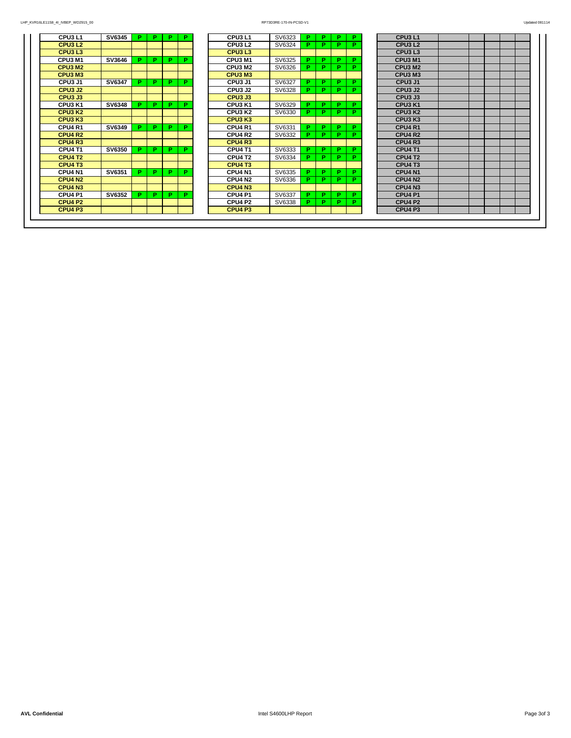| | | | | | |
|---|---|---|---|---|---|
| CPU3 L1 | SV6345 | P | P | P | P |
| CPU3 L2 | | | | | |
| CPU3 L3 | | | | | |
| CPU3 M1 | SV3646 | P | P | P | P |
| CPU3 M2 | | | | | |
| CPU3 M3 | | | | | |
| CPU3 J1 | SV6347 | P | P | P | P |
| CPU3 J2 | | | | | |
| CPU3 J3 | | | | | |
| CPU3 K1 | SV6348 | P | P | P | P |
| CPU3 K2 | | | | | |
| CPU3 K3 | | | | | |
| CPU4 R1 | SV6349 | P | P | P | P |
| CPU4 R2 | | | | | |
| CPU4 R3 | | | | | |
| CPU4 T1 | SV6350 | P | P | P | P |
| CPU4 T2 | | | | | |
| CPU4 T3 | | | | | |
| CPU4 N1 | SV6351 | P | P | P | P |
| CPU4 N2 | | | | | |
| CPU4 N3 | | | | | |
| CPU4 P1 | SV6352 | P | P | P | P |
| CPU4 P2 | | | | | |
| CPU4 P3 | | | | | |

| | | | | | |
|---|---|---|---|---|---|
| CPU3 L1 | SV6323 | P | P | P | P |
| CPU3 L2 | SV6324 | P | P | P | P |
| CPU3 L3 | | | | | |
| CPU3 M1 | SV6325 | P | P | P | P |
| CPU3 M2 | SV6326 | P | P | P | P |
| CPU3 M3 | | | | | |
| CPU3 J1 | SV6327 | P | P | P | P |
| CPU3 J2 | SV6328 | P | P | P | P |
| CPU3 J3 | | | | | |
| CPU3 K1 | SV6329 | P | P | P | P |
| CPU3 K2 | SV6330 | P | P | P | P |
| CPU3 K3 | | | | | |
| CPU4 R1 | SV6331 | P | P | P | P |
| CPU4 R2 | SV6332 | P | P | P | P |
| CPU4 R3 | | | | | |
| CPU4 T1 | SV6333 | P | P | P | P |
| CPU4 T2 | SV6334 | P | P | P | P |
| CPU4 T3 | | | | | |
| CPU4 N1 | SV6335 | P | P | P | P |
| CPU4 N2 | SV6336 | P | P | P | P |
| CPU4 N3 | | | | | |
| CPU4 P1 | SV6337 | P | P | P | P |
| CPU4 P2 | SV6338 | P | P | P | P |
| CPU4 P3 | | | | | |

| | | | | | |
|---|---|---|---|---|---|
| CPU3 L1 | | | | | |
| CPU3 L2 | | | | | |
| CPU3 L3 | | | | | |
| CPU3 M1 | | | | | |
| CPU3 M2 | | | | | |
| CPU3 M3 | | | | | |
| CPU3 J1 | | | | | |
| CPU3 J2 | | | | | |
| CPU3 J3 | | | | | |
| CPU3 K1 | | | | | |
| CPU3 K2 | | | | | |
| CPU3 K3 | | | | | |
| CPU4 R1 | | | | | |
| CPU4 R2 | | | | | |
| CPU4 R3 | | | | | |
| CPU4 T1 | | | | | |
| CPU4 T2 | | | | | |
| CPU4 T3 | | | | | |
| CPU4 N1 | | | | | |
| CPU4 N2 | | | | | |
| CPU4 N3 | | | | | |
| CPU4 P1 | | | | | |
| CPU4 P2 | | | | | |
| CPU4 P3 | | | | | |